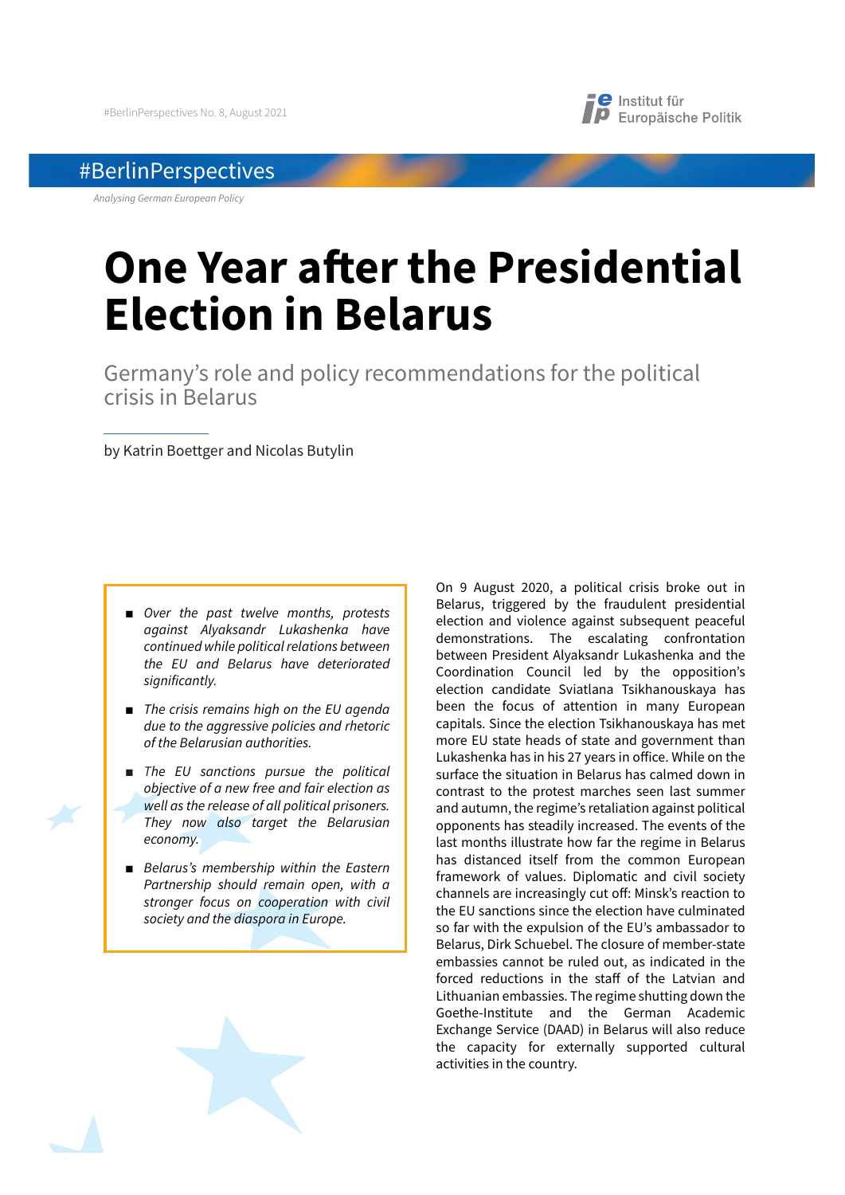#BerlinPerspectives No. 8, August 2021

#BerlinPerspectives

*Analysing German European Policy*

# One Year after the Presidential Election in Belarus

## Germany's role and policy recommendations for the political crisis in Belarus

by Katrin Boettger and Nicolas Butylin

- *Over the past twelve months, protests against Alyaksandr Lukashenka have continued while political relations between the EU and Belarus have deteriorated significantly.*
- *The crisis remains high on the EU agenda due to the aggressive policies and rhetoric of the Belarusian authorities.*
- *The EU sanctions pursue the political objective of a new free and fair election as well as the release of all political prisoners. They now also target the Belarusian economy.*
- *Belarus's membership within the Eastern Partnership should remain open, with a stronger focus on cooperation with civil society and the diaspora in Europe.*

On 9 August 2020, a political crisis broke out in Belarus, triggered by the fraudulent presidential election and violence against subsequent peaceful demonstrations. The escalating confrontation between President Alyaksandr Lukashenka and the Coordination Council led by the opposition's election candidate Sviatlana Tsikhanouskaya has been the focus of attention in many European capitals. Since the election Tsikhanouskaya has met more EU state heads of state and government than Lukashenka has in his 27 years in office. While on the surface the situation in Belarus has calmed down in contrast to the protest marches seen last summer and autumn, the regime's retaliation against political opponents has steadily increased. The events of the last months illustrate how far the regime in Belarus has distanced itself from the common European framework of values. Diplomatic and civil society channels are increasingly cut off: Minsk's reaction to the EU sanctions since the election have culminated so far with the expulsion of the EU's ambassador to Belarus, Dirk Schuebel. The closure of member-state embassies cannot be ruled out, as indicated in the forced reductions in the staff of the Latvian and Lithuanian embassies. The regime shutting down the Goethe-Institute and the German Academic Exchange Service (DAAD) in Belarus will also reduce the capacity for externally supported cultural activities in the country.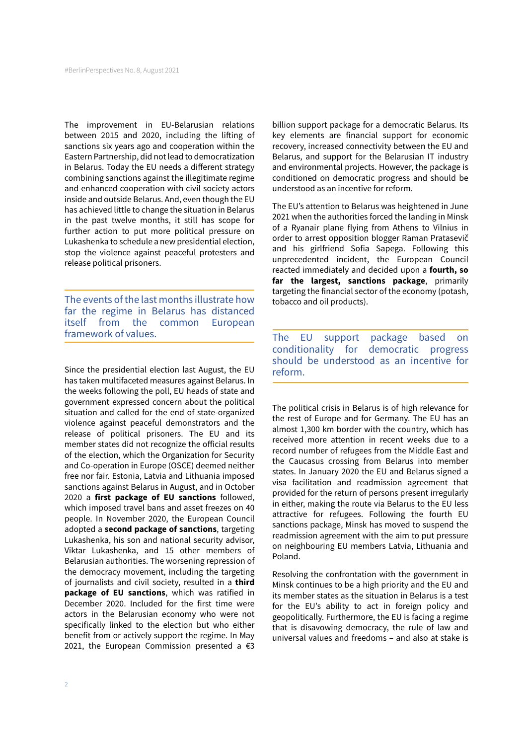The improvement in EU-Belarusian relations between 2015 and 2020, including the lifting of sanctions six years ago and cooperation within the Eastern Partnership, did not lead to democratization in Belarus. Today the EU needs a different strategy combining sanctions against the illegitimate regime and enhanced cooperation with civil society actors inside and outside Belarus. And, even though the EU has achieved little to change the situation in Belarus in the past twelve months, it still has scope for further action to put more political pressure on Lukashenka to schedule a new presidential election, stop the violence against peaceful protesters and release political prisoners.

> The events of the last months illustrate how far the regime in Belarus has distanced itself from the common European framework of values.

Since the presidential election last August, the EU has taken multifaceted measures against Belarus. In the weeks following the poll, EU heads of state and government expressed concern about the political situation and called for the end of state-organized violence against peaceful demonstrators and the release of political prisoners. The EU and its member states did not recognize the official results of the election, which the Organization for Security and Co-operation in Europe (OSCE) deemed neither free nor fair. Estonia, Latvia and Lithuania imposed sanctions against Belarus in August, and in October 2020 a **first package of EU sanctions** followed, which imposed travel bans and asset freezes on 40 people. In November 2020, the European Council adopted a **second package of sanctions**, targeting Lukashenka, his son and national security advisor, Viktar Lukashenka, and 15 other members of Belarusian authorities. The worsening repression of the democracy movement, including the targeting of journalists and civil society, resulted in a **third package of EU sanctions**, which was ratified in December 2020. Included for the first time were actors in the Belarusian economy who were not specifically linked to the election but who either benefit from or actively support the regime. In May 2021, the European Commission presented a €3 billion support package for a democratic Belarus. Its key elements are financial support for economic recovery, increased connectivity between the EU and Belarus, and support for the Belarusian IT industry and environmental projects. However, the package is conditioned on democratic progress and should be understood as an incentive for reform.

The EU's attention to Belarus was heightened in June 2021 when the authorities forced the landing in Minsk of a Ryanair plane flying from Athens to Vilnius in order to arrest opposition blogger Raman Pratasevič and his girlfriend Sofia Sapega. Following this unprecedented incident, the European Council reacted immediately and decided upon a **fourth, so far the largest, sanctions package**, primarily targeting the financial sector of the economy (potash, tobacco and oil products).

> The EU support package based on conditionality for democratic progress should be understood as an incentive for reform.

The political crisis in Belarus is of high relevance for the rest of Europe and for Germany. The EU has an almost 1,300 km border with the country, which has received more attention in recent weeks due to a record number of refugees from the Middle East and the Caucasus crossing from Belarus into member states. In January 2020 the EU and Belarus signed a visa facilitation and readmission agreement that provided for the return of persons present irregularly in either, making the route via Belarus to the EU less attractive for refugees. Following the fourth EU sanctions package, Minsk has moved to suspend the readmission agreement with the aim to put pressure on neighbouring EU members Latvia, Lithuania and Poland.

Resolving the confrontation with the government in Minsk continues to be a high priority and the EU and its member states as the situation in Belarus is a test for the EU's ability to act in foreign policy and geopolitically. Furthermore, the EU is facing a regime that is disavowing democracy, the rule of law and universal values and freedoms – and also at stake is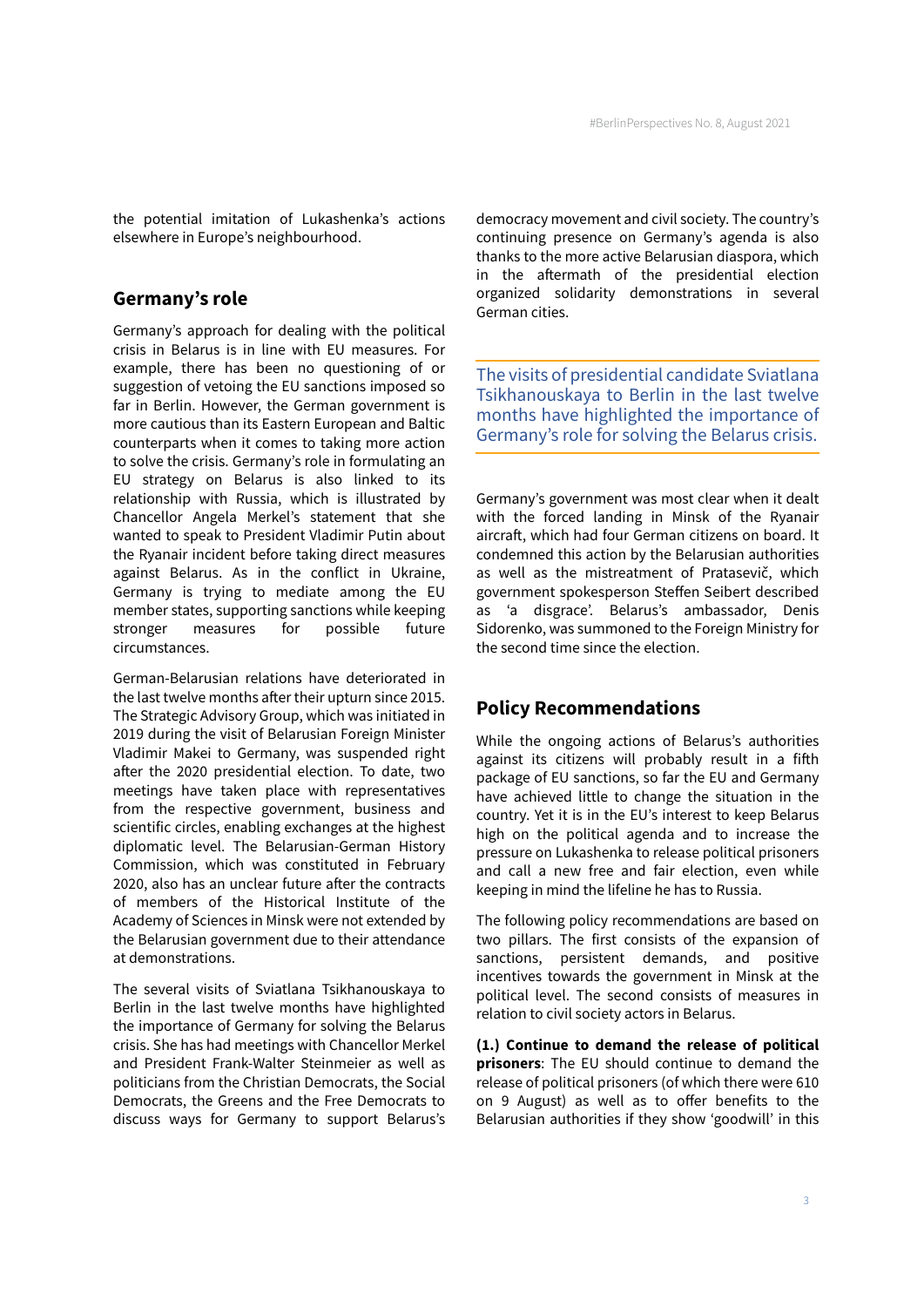the potential imitation of Lukashenka's actions elsewhere in Europe's neighbourhood.

## Germany's role

Germany's approach for dealing with the political crisis in Belarus is in line with EU measures. For example, there has been no questioning of or suggestion of vetoing the EU sanctions imposed so far in Berlin. However, the German government is more cautious than its Eastern European and Baltic counterparts when it comes to taking more action to solve the crisis. Germany's role in formulating an EU strategy on Belarus is also linked to its relationship with Russia, which is illustrated by Chancellor Angela Merkel's statement that she wanted to speak to President Vladimir Putin about the Ryanair incident before taking direct measures against Belarus. As in the conflict in Ukraine, Germany is trying to mediate among the EU member states, supporting sanctions while keeping stronger measures for possible future circumstances.

German-Belarusian relations have deteriorated in the last twelve months after their upturn since 2015. The Strategic Advisory Group, which was initiated in 2019 during the visit of Belarusian Foreign Minister Vladimir Makei to Germany, was suspended right after the 2020 presidential election. To date, two meetings have taken place with representatives from the respective government, business and scientific circles, enabling exchanges at the highest diplomatic level. The Belarusian-German History Commission, which was constituted in February 2020, also has an unclear future after the contracts of members of the Historical Institute of the Academy of Sciences in Minsk were not extended by the Belarusian government due to their attendance at demonstrations.

The several visits of Sviatlana Tsikhanouskaya to Berlin in the last twelve months have highlighted the importance of Germany for solving the Belarus crisis. She has had meetings with Chancellor Merkel and President Frank-Walter Steinmeier as well as politicians from the Christian Democrats, the Social Democrats, the Greens and the Free Democrats to discuss ways for Germany to support Belarus's democracy movement and civil society. The country's continuing presence on Germany's agenda is also thanks to the more active Belarusian diaspora, which in the aftermath of the presidential election organized solidarity demonstrations in several German cities.

> The visits of presidential candidate Sviatlana Tsikhanouskaya to Berlin in the last twelve months have highlighted the importance of Germany's role for solving the Belarus crisis.

Germany's government was most clear when it dealt with the forced landing in Minsk of the Ryanair aircraft, which had four German citizens on board. It condemned this action by the Belarusian authorities as well as the mistreatment of Pratasevič, which government spokesperson Steffen Seibert described as 'a disgrace'. Belarus's ambassador, Denis Sidorenko, was summoned to the Foreign Ministry for the second time since the election.

## Policy Recommendations

While the ongoing actions of Belarus's authorities against its citizens will probably result in a fifth package of EU sanctions, so far the EU and Germany have achieved little to change the situation in the country. Yet it is in the EU's interest to keep Belarus high on the political agenda and to increase the pressure on Lukashenka to release political prisoners and call a new free and fair election, even while keeping in mind the lifeline he has to Russia.

The following policy recommendations are based on two pillars. The first consists of the expansion of sanctions, persistent demands, and positive incentives towards the government in Minsk at the political level. The second consists of measures in relation to civil society actors in Belarus.

**(1.) Continue to demand the release of political prisoners**: The EU should continue to demand the release of political prisoners (of which there were 610 on 9 August) as well as to offer benefits to the Belarusian authorities if they show 'goodwill' in this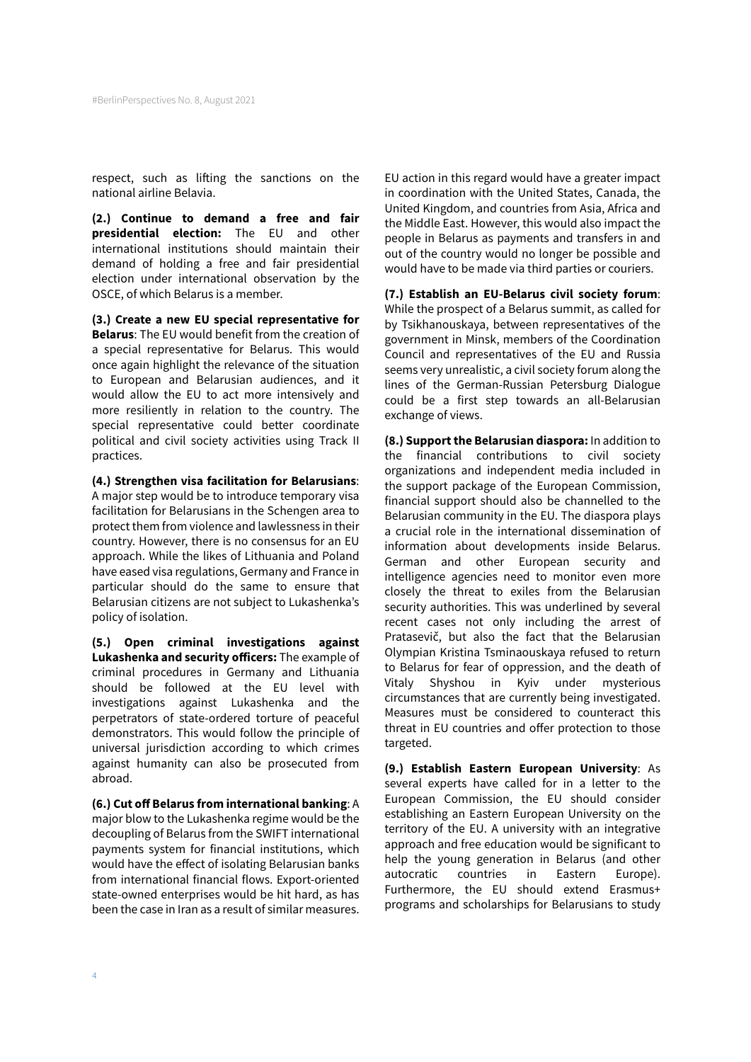respect, such as lifting the sanctions on the national airline Belavia.

**(2.) Continue to demand a free and fair presidential election:** The EU and other international institutions should maintain their demand of holding a free and fair presidential election under international observation by the OSCE, of which Belarus is a member.

**(3.) Create a new EU special representative for Belarus**: The EU would benefit from the creation of a special representative for Belarus. This would once again highlight the relevance of the situation to European and Belarusian audiences, and it would allow the EU to act more intensively and more resiliently in relation to the country. The special representative could better coordinate political and civil society activities using Track II practices.

**(4.) Strengthen visa facilitation for Belarusians**: A major step would be to introduce temporary visa facilitation for Belarusians in the Schengen area to protect them from violence and lawlessness in their country. However, there is no consensus for an EU approach. While the likes of Lithuania and Poland have eased visa regulations, Germany and France in particular should do the same to ensure that Belarusian citizens are not subject to Lukashenka's policy of isolation.

**(5.) Open criminal investigations against Lukashenka and security officers:** The example of criminal procedures in Germany and Lithuania should be followed at the EU level with investigations against Lukashenka and the perpetrators of state-ordered torture of peaceful demonstrators. This would follow the principle of universal jurisdiction according to which crimes against humanity can also be prosecuted from abroad.

**(6.) Cut off Belarus from international banking**: A major blow to the Lukashenka regime would be the decoupling of Belarus from the SWIFT international payments system for financial institutions, which would have the effect of isolating Belarusian banks from international financial flows. Export-oriented state-owned enterprises would be hit hard, as has been the case in Iran as a result of similar measures. EU action in this regard would have a greater impact in coordination with the United States, Canada, the United Kingdom, and countries from Asia, Africa and the Middle East. However, this would also impact the people in Belarus as payments and transfers in and out of the country would no longer be possible and would have to be made via third parties or couriers.

**(7.) Establish an EU-Belarus civil society forum**: While the prospect of a Belarus summit, as called for by Tsikhanouskaya, between representatives of the government in Minsk, members of the Coordination Council and representatives of the EU and Russia seems very unrealistic, a civil society forum along the lines of the German-Russian Petersburg Dialogue could be a first step towards an all-Belarusian exchange of views.

**(8.) Support the Belarusian diaspora:** In addition to the financial contributions to civil society organizations and independent media included in the support package of the European Commission, financial support should also be channelled to the Belarusian community in the EU. The diaspora plays a crucial role in the international dissemination of information about developments inside Belarus. German and other European security and intelligence agencies need to monitor even more closely the threat to exiles from the Belarusian security authorities. This was underlined by several recent cases not only including the arrest of Pratasevič, but also the fact that the Belarusian Olympian Kristina Tsminaouskaya refused to return to Belarus for fear of oppression, and the death of Vitaly Shyshou in Kyiv under mysterious circumstances that are currently being investigated. Measures must be considered to counteract this threat in EU countries and offer protection to those targeted.

**(9.) Establish Eastern European University**: As several experts have called for in a letter to the European Commission, the EU should consider establishing an Eastern European University on the territory of the EU. A university with an integrative approach and free education would be significant to help the young generation in Belarus (and other autocratic countries in Eastern Europe). Furthermore, the EU should extend Erasmus+ programs and scholarships for Belarusians to study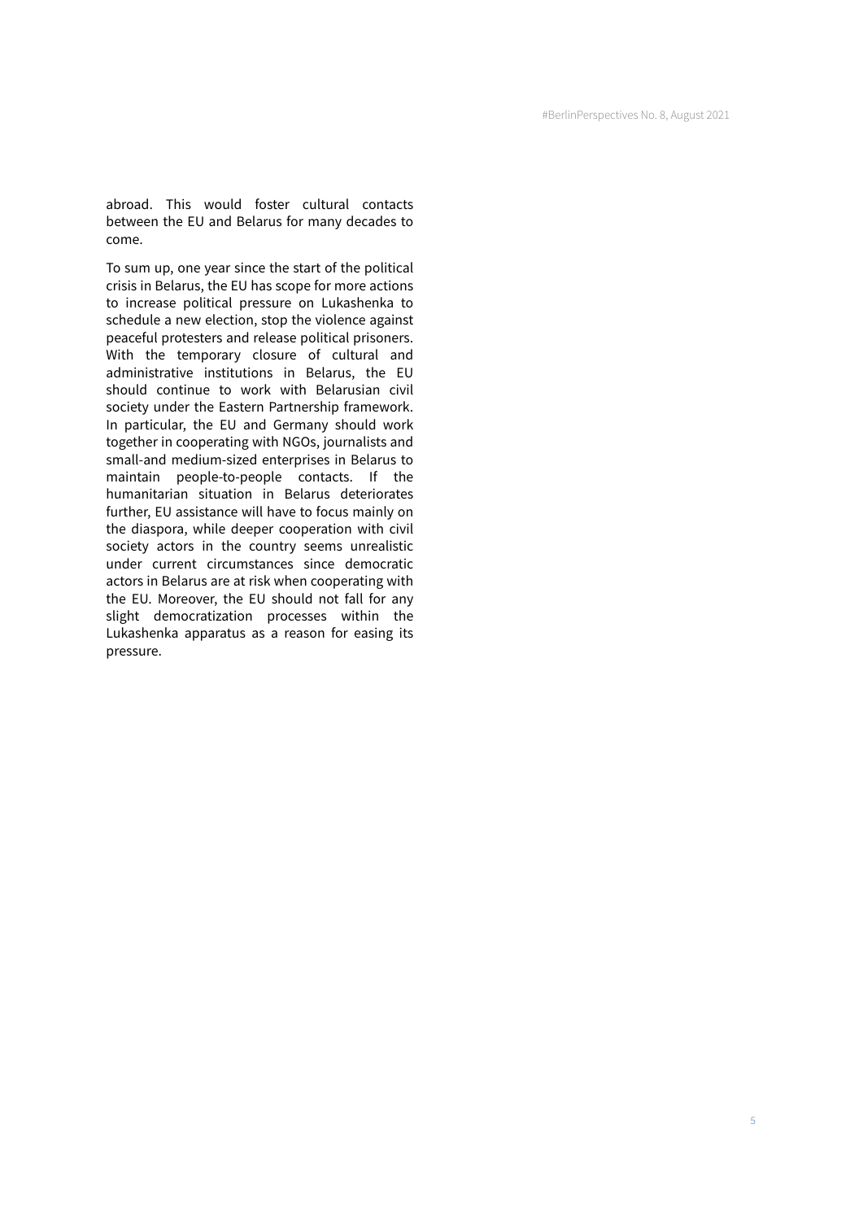abroad. This would foster cultural contacts between the EU and Belarus for many decades to come.

To sum up, one year since the start of the political crisis in Belarus, the EU has scope for more actions to increase political pressure on Lukashenka to schedule a new election, stop the violence against peaceful protesters and release political prisoners. With the temporary closure of cultural and administrative institutions in Belarus, the EU should continue to work with Belarusian civil society under the Eastern Partnership framework. In particular, the EU and Germany should work together in cooperating with NGOs, journalists and small-and medium-sized enterprises in Belarus to maintain people-to-people contacts. If the humanitarian situation in Belarus deteriorates further, EU assistance will have to focus mainly on the diaspora, while deeper cooperation with civil society actors in the country seems unrealistic under current circumstances since democratic actors in Belarus are at risk when cooperating with the EU. Moreover, the EU should not fall for any slight democratization processes within the Lukashenka apparatus as a reason for easing its pressure.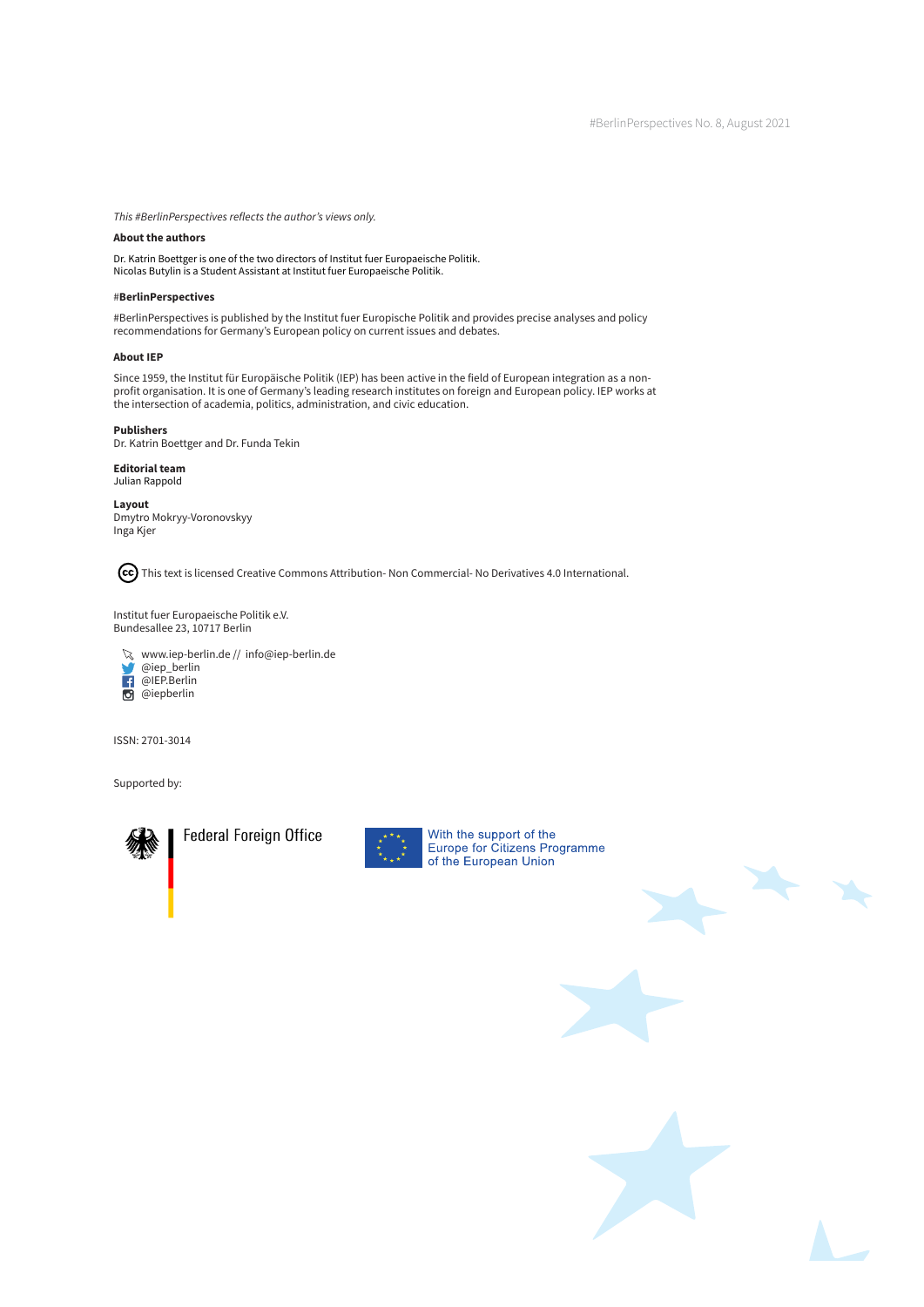*This #BerlinPerspectives reflects the author's views only.*

**About the authors**

Dr. Katrin Boettger is one of the two directors of Institut fuer Europaeische Politik.
Nicolas Butylin is a Student Assistant at Institut fuer Europaeische Politik.

**#BerlinPerspectives**

#BerlinPerspectives is published by the Institut fuer Europische Politik and provides precise analyses and policy recommendations for Germany's European policy on current issues and debates.

**About IEP**

Since 1959, the Institut für Europäische Politik (IEP) has been active in the field of European integration as a non-profit organisation. It is one of Germany's leading research institutes on foreign and European policy. IEP works at the intersection of academia, politics, administration, and civic education.

**Publishers**
Dr. Katrin Boettger and Dr. Funda Tekin

**Editorial team**
Julian Rappold

**Layout**
Dmytro Mokryy-Voronovskyy
Inga Kjer

This text is licensed Creative Commons Attribution- Non Commercial- No Derivatives 4.0 International.

Institut fuer Europaeische Politik e.V.
Bundesallee 23, 10717 Berlin

www.iep-berlin.de // info@iep-berlin.de
@iep_berlin
@IEP.Berlin
@iepberlin

ISSN: 2701-3014

Supported by:

Federal Foreign Office

With the support of the
Europe for Citizens Programme
of the European Union